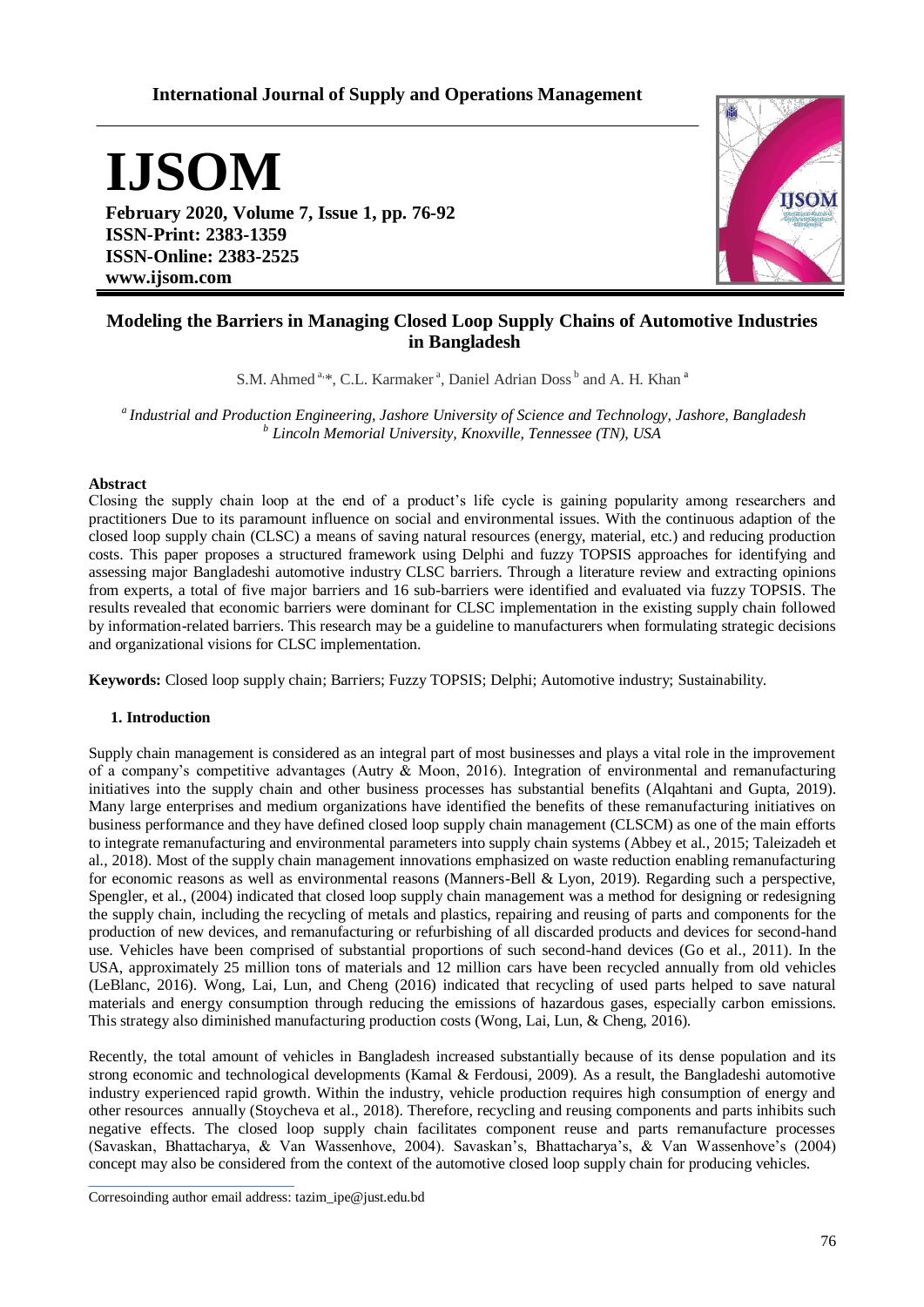# Modeling the Barriers in Managing Closed Loop Supply Chains of Automotive Industries in Bangladesh

S.M. Ahmed [a,*], C.L. Karmaker [a], Daniel Adrian Doss [b] and A. H. Khan [a]

[a] *Industrial and Production Engineering, Jashore University of Science and Technology, Jashore, Bangladesh*
[b] *Lincoln Memorial University, Knoxville, Tennessee (TN), USA*

## Abstract

Closing the supply chain loop at the end of a product's life cycle is gaining popularity among researchers and practitioners Due to its paramount influence on social and environmental issues. With the continuous adaption of the closed loop supply chain (CLSC) a means of saving natural resources (energy, material, etc.) and reducing production costs. This paper proposes a structured framework using Delphi and fuzzy TOPSIS approaches for identifying and assessing major Bangladeshi automotive industry CLSC barriers. Through a literature review and extracting opinions from experts, a total of five major barriers and 16 sub-barriers were identified and evaluated via fuzzy TOPSIS. The results revealed that economic barriers were dominant for CLSC implementation in the existing supply chain followed by information-related barriers. This research may be a guideline to manufacturers when formulating strategic decisions and organizational visions for CLSC implementation.

**Keywords:** Closed loop supply chain; Barriers; Fuzzy TOPSIS; Delphi; Automotive industry; Sustainability.

## 1. Introduction

Supply chain management is considered as an integral part of most businesses and plays a vital role in the improvement of a company's competitive advantages (Autry & Moon, 2016). Integration of environmental and remanufacturing initiatives into the supply chain and other business processes has substantial benefits (Alqahtani and Gupta, 2019). Many large enterprises and medium organizations have identified the benefits of these remanufacturing initiatives on business performance and they have defined closed loop supply chain management (CLSCM) as one of the main efforts to integrate remanufacturing and environmental parameters into supply chain systems (Abbey et al., 2015; Taleizadeh et al., 2018). Most of the supply chain management innovations emphasized on waste reduction enabling remanufacturing for economic reasons as well as environmental reasons (Manners-Bell & Lyon, 2019). Regarding such a perspective, Spengler, et al., (2004) indicated that closed loop supply chain management was a method for designing or redesigning the supply chain, including the recycling of metals and plastics, repairing and reusing of parts and components for the production of new devices, and remanufacturing or refurbishing of all discarded products and devices for second-hand use. Vehicles have been comprised of substantial proportions of such second-hand devices (Go et al., 2011). In the USA, approximately 25 million tons of materials and 12 million cars have been recycled annually from old vehicles (LeBlanc, 2016). Wong, Lai, Lun, and Cheng (2016) indicated that recycling of used parts helped to save natural materials and energy consumption through reducing the emissions of hazardous gases, especially carbon emissions. This strategy also diminished manufacturing production costs (Wong, Lai, Lun, & Cheng, 2016).

Recently, the total amount of vehicles in Bangladesh increased substantially because of its dense population and its strong economic and technological developments (Kamal & Ferdousi, 2009). As a result, the Bangladeshi automotive industry experienced rapid growth. Within the industry, vehicle production requires high consumption of energy and other resources annually (Stoycheva et al., 2018). Therefore, recycling and reusing components and parts inhibits such negative effects. The closed loop supply chain facilitates component reuse and parts remanufacture processes (Savaskan, Bhattacharya, & Van Wassenhove, 2004). Savaskan's, Bhattacharya's, & Van Wassenhove's (2004) concept may also be considered from the context of the automotive closed loop supply chain for producing vehicles.

Corresoinding author email address: tazim_ipe@just.edu.bd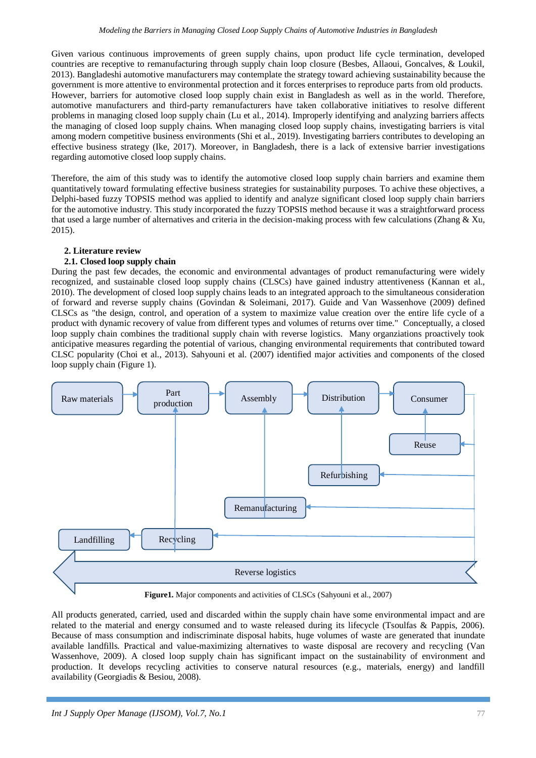Given various continuous improvements of green supply chains, upon product life cycle termination, developed countries are receptive to remanufacturing through supply chain loop closure (Besbes, Allaoui, Goncalves, & Loukil, 2013). Bangladeshi automotive manufacturers may contemplate the strategy toward achieving sustainability because the government is more attentive to environmental protection and it forces enterprises to reproduce parts from old products. However, barriers for automotive closed loop supply chain exist in Bangladesh as well as in the world. Therefore, automotive manufacturers and third-party remanufacturers have taken collaborative initiatives to resolve different problems in managing closed loop supply chain (Lu et al., 2014). Improperly identifying and analyzing barriers affects the managing of closed loop supply chains. When managing closed loop supply chains, investigating barriers is vital among modern competitive business environments (Shi et al., 2019). Investigating barriers contributes to developing an effective business strategy (Ike, 2017). Moreover, in Bangladesh, there is a lack of extensive barrier investigations regarding automotive closed loop supply chains.

Therefore, the aim of this study was to identify the automotive closed loop supply chain barriers and examine them quantitatively toward formulating effective business strategies for sustainability purposes. To achive these objectives, a Delphi-based fuzzy TOPSIS method was applied to identify and analyze significant closed loop supply chain barriers for the automotive industry. This study incorporated the fuzzy TOPSIS method because it was a straightforward process that used a large number of alternatives and criteria in the decision-making process with few calculations (Zhang & Xu, 2015).

## 2. Literature review

### 2.1. Closed loop supply chain

During the past few decades, the economic and environmental advantages of product remanufacturing were widely recognized, and sustainable closed loop supply chains (CLSCs) have gained industry attentiveness (Kannan et al., 2010). The development of closed loop supply chains leads to an integrated approach to the simultaneous consideration of forward and reverse supply chains (Govindan & Soleimani, 2017). Guide and Van Wassenhove (2009) defined CLSCs as "the design, control, and operation of a system to maximize value creation over the entire life cycle of a product with dynamic recovery of value from different types and volumes of returns over time." Conceptually, a closed loop supply chain combines the traditional supply chain with reverse logistics. Many organziations proactively took anticipative measures regarding the potential of various, changing environmental requirements that contributed toward CLSC popularity (Choi et al., 2013). Sahyouni et al. (2007) identified major activities and components of the closed loop supply chain (Figure 1).

Raw materials → Part production → Assembly → Distribution → Consumer

Reuse, Refurbishing, Remanufacturing, Recycling, Landfilling

Reverse logistics

**Figure1.** Major components and activities of CLSCs (Sahyouni et al., 2007)

All products generated, carried, used and discarded within the supply chain have some environmental impact and are related to the material and energy consumed and to waste released during its lifecycle (Tsoulfas & Pappis, 2006). Because of mass consumption and indiscriminate disposal habits, huge volumes of waste are generated that inundate available landfills. Practical and value-maximizing alternatives to waste disposal are recovery and recycling (Van Wassenhove, 2009). A closed loop supply chain has significant impact on the sustainability of environment and production. It develops recycling activities to conserve natural resources (e.g., materials, energy) and landfill availability (Georgiadis & Besiou, 2008).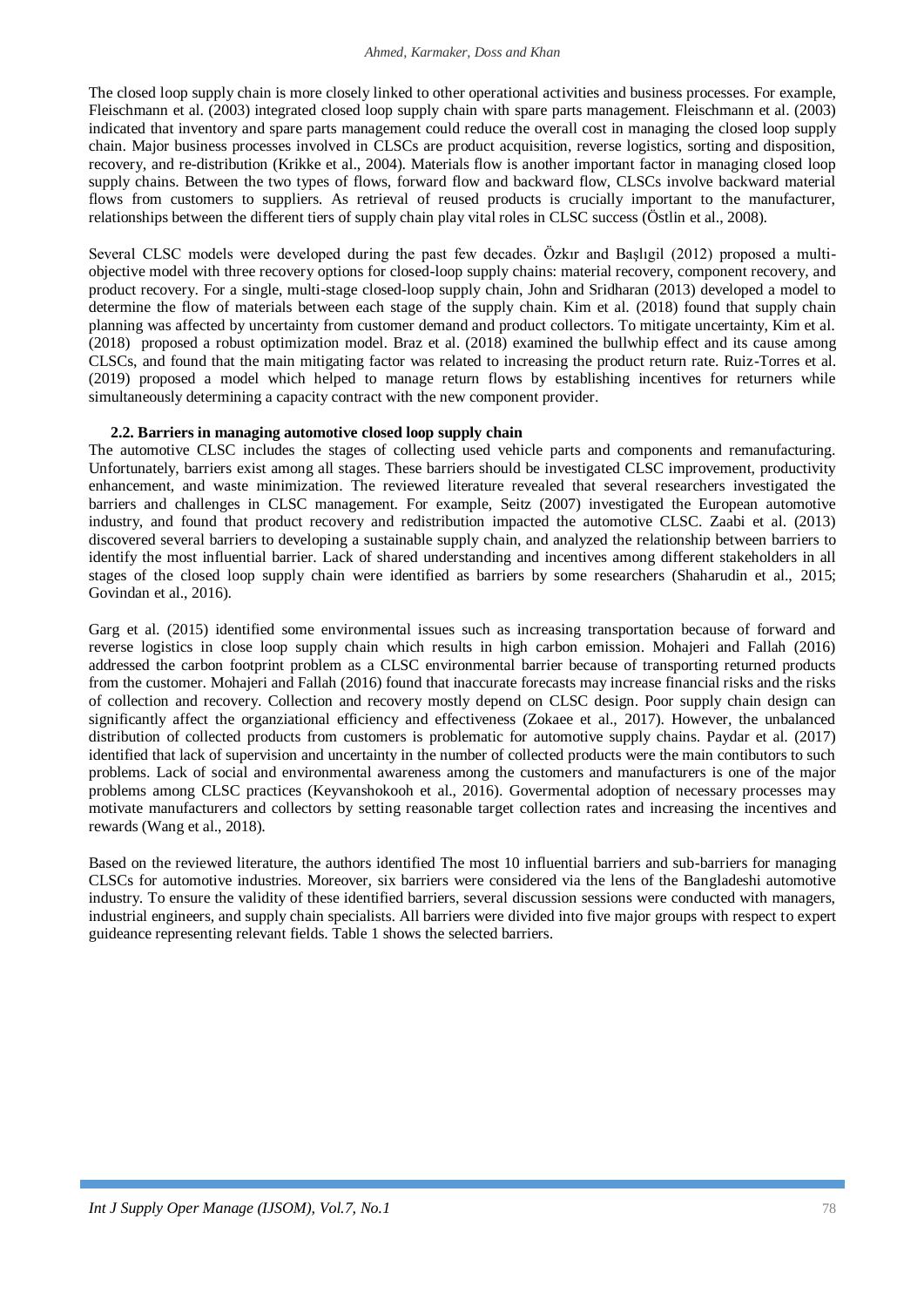The closed loop supply chain is more closely linked to other operational activities and business processes. For example, Fleischmann et al. (2003) integrated closed loop supply chain with spare parts management. Fleischmann et al. (2003) indicated that inventory and spare parts management could reduce the overall cost in managing the closed loop supply chain. Major business processes involved in CLSCs are product acquisition, reverse logistics, sorting and disposition, recovery, and re-distribution (Krikke et al., 2004). Materials flow is another important factor in managing closed loop supply chains. Between the two types of flows, forward flow and backward flow, CLSCs involve backward material flows from customers to suppliers. As retrieval of reused products is crucially important to the manufacturer, relationships between the different tiers of supply chain play vital roles in CLSC success (Östlin et al., 2008).

Several CLSC models were developed during the past few decades. Özkır and Başlıgil (2012) proposed a multi-objective model with three recovery options for closed-loop supply chains: material recovery, component recovery, and product recovery. For a single, multi-stage closed-loop supply chain, John and Sridharan (2013) developed a model to determine the flow of materials between each stage of the supply chain. Kim et al. (2018) found that supply chain planning was affected by uncertainty from customer demand and product collectors. To mitigate uncertainty, Kim et al. (2018) proposed a robust optimization model. Braz et al. (2018) examined the bullwhip effect and its cause among CLSCs, and found that the main mitigating factor was related to increasing the product return rate. Ruiz-Torres et al. (2019) proposed a model which helped to manage return flows by establishing incentives for returners while simultaneously determining a capacity contract with the new component provider.

### 2.2. Barriers in managing automotive closed loop supply chain

The automotive CLSC includes the stages of collecting used vehicle parts and components and remanufacturing. Unfortunately, barriers exist among all stages. These barriers should be investigated CLSC improvement, productivity enhancement, and waste minimization. The reviewed literature revealed that several researchers investigated the barriers and challenges in CLSC management. For example, Seitz (2007) investigated the European automotive industry, and found that product recovery and redistribution impacted the automotive CLSC. Zaabi et al. (2013) discovered several barriers to developing a sustainable supply chain, and analyzed the relationship between barriers to identify the most influential barrier. Lack of shared understanding and incentives among different stakeholders in all stages of the closed loop supply chain were identified as barriers by some researchers (Shaharudin et al., 2015; Govindan et al., 2016).

Garg et al. (2015) identified some environmental issues such as increasing transportation because of forward and reverse logistics in close loop supply chain which results in high carbon emission. Mohajeri and Fallah (2016) addressed the carbon footprint problem as a CLSC environmental barrier because of transporting returned products from the customer. Mohajeri and Fallah (2016) found that inaccurate forecasts may increase financial risks and the risks of collection and recovery. Collection and recovery mostly depend on CLSC design. Poor supply chain design can significantly affect the organziational efficiency and effectiveness (Zokaee et al., 2017). However, the unbalanced distribution of collected products from customers is problematic for automotive supply chains. Paydar et al. (2017) identified that lack of supervision and uncertainty in the number of collected products were the main contibutors to such problems. Lack of social and environmental awareness among the customers and manufacturers is one of the major problems among CLSC practices (Keyvanshokooh et al., 2016). Govermental adoption of necessary processes may motivate manufacturers and collectors by setting reasonable target collection rates and increasing the incentives and rewards (Wang et al., 2018).

Based on the reviewed literature, the authors identified The most 10 influential barriers and sub-barriers for managing CLSCs for automotive industries. Moreover, six barriers were considered via the lens of the Bangladeshi automotive industry. To ensure the validity of these identified barriers, several discussion sessions were conducted with managers, industrial engineers, and supply chain specialists. All barriers were divided into five major groups with respect to expert guideance representing relevant fields. Table 1 shows the selected barriers.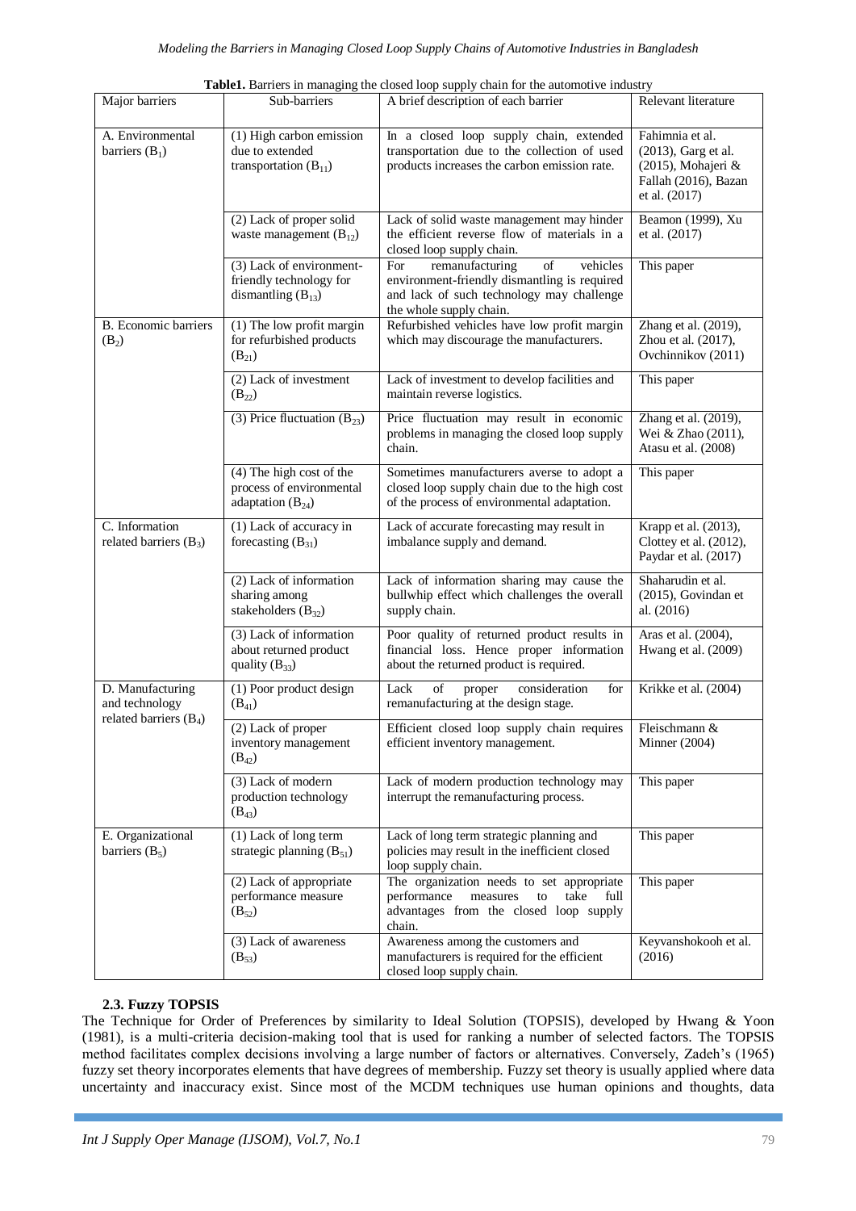**Table1.** Barriers in managing the closed loop supply chain for the automotive industry

| Major barriers | Sub-barriers | A brief description of each barrier | Relevant literature |
|---|---|---|---|
| A. Environmental barriers ($B_1$) | (1) High carbon emission due to extended transportation ($B_{11}$) | In a closed loop supply chain, extended transportation due to the collection of used products increases the carbon emission rate. | Fahimnia et al. (2013), Garg et al. (2015), Mohajeri & Fallah (2016), Bazan et al. (2017) |
| | (2) Lack of proper solid waste management ($B_{12}$) | Lack of solid waste management may hinder the efficient reverse flow of materials in a closed loop supply chain. | Beamon (1999), Xu et al. (2017) |
| | (3) Lack of environment-friendly technology for dismantling ($B_{13}$) | For remanufacturing of vehicles environment-friendly dismantling is required and lack of such technology may challenge the whole supply chain. | This paper |
| B. Economic barriers ($B_2$) | (1) The low profit margin for refurbished products ($B_{21}$) | Refurbished vehicles have low profit margin which may discourage the manufacturers. | Zhang et al. (2019), Zhou et al. (2017), Ovchinnikov (2011) |
| | (2) Lack of investment ($B_{22}$) | Lack of investment to develop facilities and maintain reverse logistics. | This paper |
| | (3) Price fluctuation ($B_{23}$) | Price fluctuation may result in economic problems in managing the closed loop supply chain. | Zhang et al. (2019), Wei & Zhao (2011), Atasu et al. (2008) |
| | (4) The high cost of the process of environmental adaptation ($B_{24}$) | Sometimes manufacturers averse to adopt a closed loop supply chain due to the high cost of the process of environmental adaptation. | This paper |
| C. Information related barriers ($B_3$) | (1) Lack of accuracy in forecasting ($B_{31}$) | Lack of accurate forecasting may result in imbalance supply and demand. | Krapp et al. (2013), Clottey et al. (2012), Paydar et al. (2017) |
| | (2) Lack of information sharing among stakeholders ($B_{32}$) | Lack of information sharing may cause the bullwhip effect which challenges the overall supply chain. | Shaharudin et al. (2015), Govindan et al. (2016) |
| | (3) Lack of information about returned product quality ($B_{33}$) | Poor quality of returned product results in financial loss. Hence proper information about the returned product is required. | Aras et al. (2004), Hwang et al. (2009) |
| D. Manufacturing and technology related barriers ($B_4$) | (1) Poor product design ($B_{41}$) | Lack of proper consideration for remanufacturing at the design stage. | Krikke et al. (2004) |
| | (2) Lack of proper inventory management ($B_{42}$) | Efficient closed loop supply chain requires efficient inventory management. | Fleischmann & Minner (2004) |
| | (3) Lack of modern production technology ($B_{43}$) | Lack of modern production technology may interrupt the remanufacturing process. | This paper |
| E. Organizational barriers ($B_5$) | (1) Lack of long term strategic planning ($B_{51}$) | Lack of long term strategic planning and policies may result in the inefficient closed loop supply chain. | This paper |
| | (2) Lack of appropriate performance measure ($B_{52}$) | The organization needs to set appropriate performance measures to take full advantages from the closed loop supply chain. | This paper |
| | (3) Lack of awareness ($B_{53}$) | Awareness among the customers and manufacturers is required for the efficient closed loop supply chain. | Keyvanshokooh et al. (2016) |

### 2.3. Fuzzy TOPSIS

The Technique for Order of Preferences by similarity to Ideal Solution (TOPSIS), developed by Hwang & Yoon (1981), is a multi-criteria decision-making tool that is used for ranking a number of selected factors. The TOPSIS method facilitates complex decisions involving a large number of factors or alternatives. Conversely, Zadeh's (1965) fuzzy set theory incorporates elements that have degrees of membership. Fuzzy set theory is usually applied where data uncertainty and inaccuracy exist. Since most of the MCDM techniques use human opinions and thoughts, data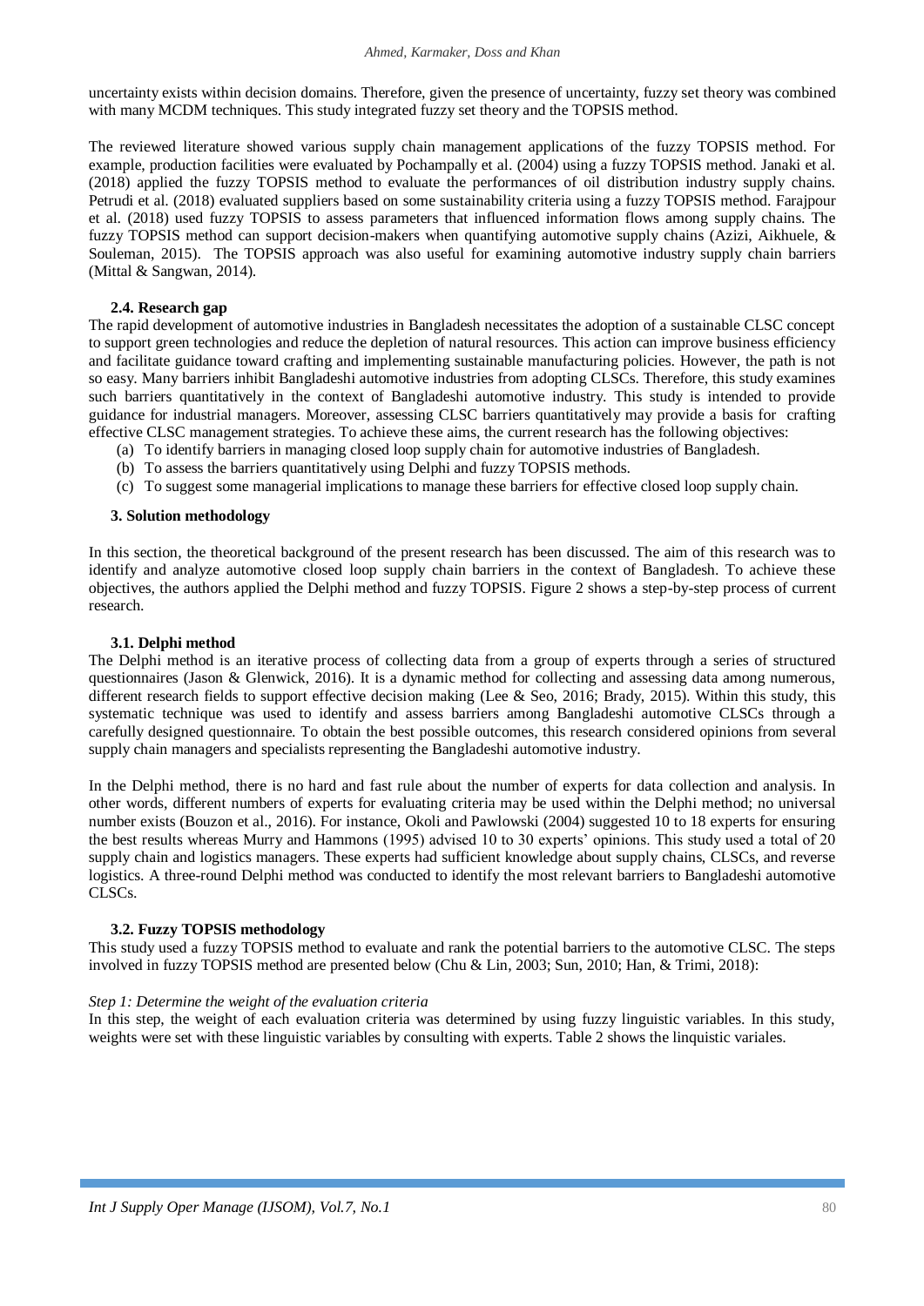uncertainty exists within decision domains. Therefore, given the presence of uncertainty, fuzzy set theory was combined with many MCDM techniques. This study integrated fuzzy set theory and the TOPSIS method.

The reviewed literature showed various supply chain management applications of the fuzzy TOPSIS method. For example, production facilities were evaluated by Pochampally et al. (2004) using a fuzzy TOPSIS method. Janaki et al. (2018) applied the fuzzy TOPSIS method to evaluate the performances of oil distribution industry supply chains. Petrudi et al. (2018) evaluated suppliers based on some sustainability criteria using a fuzzy TOPSIS method. Farajpour et al. (2018) used fuzzy TOPSIS to assess parameters that influenced information flows among supply chains. The fuzzy TOPSIS method can support decision-makers when quantifying automotive supply chains (Azizi, Aikhuele, & Souleman, 2015). The TOPSIS approach was also useful for examining automotive industry supply chain barriers (Mittal & Sangwan, 2014).

### 2.4. Research gap

The rapid development of automotive industries in Bangladesh necessitates the adoption of a sustainable CLSC concept to support green technologies and reduce the depletion of natural resources. This action can improve business efficiency and facilitate guidance toward crafting and implementing sustainable manufacturing policies. However, the path is not so easy. Many barriers inhibit Bangladeshi automotive industries from adopting CLSCs. Therefore, this study examines such barriers quantitatively in the context of Bangladeshi automotive industry. This study is intended to provide guidance for industrial managers. Moreover, assessing CLSC barriers quantitatively may provide a basis for crafting effective CLSC management strategies. To achieve these aims, the current research has the following objectives:

(a) To identify barriers in managing closed loop supply chain for automotive industries of Bangladesh.
(b) To assess the barriers quantitatively using Delphi and fuzzy TOPSIS methods.
(c) To suggest some managerial implications to manage these barriers for effective closed loop supply chain.

## 3. Solution methodology

In this section, the theoretical background of the present research has been discussed. The aim of this research was to identify and analyze automotive closed loop supply chain barriers in the context of Bangladesh. To achieve these objectives, the authors applied the Delphi method and fuzzy TOPSIS. Figure 2 shows a step-by-step process of current research.

### 3.1. Delphi method

The Delphi method is an iterative process of collecting data from a group of experts through a series of structured questionnaires (Jason & Glenwick, 2016). It is a dynamic method for collecting and assessing data among numerous, different research fields to support effective decision making (Lee & Seo, 2016; Brady, 2015). Within this study, this systematic technique was used to identify and assess barriers among Bangladeshi automotive CLSCs through a carefully designed questionnaire. To obtain the best possible outcomes, this research considered opinions from several supply chain managers and specialists representing the Bangladeshi automotive industry.

In the Delphi method, there is no hard and fast rule about the number of experts for data collection and analysis. In other words, different numbers of experts for evaluating criteria may be used within the Delphi method; no universal number exists (Bouzon et al., 2016). For instance, Okoli and Pawlowski (2004) suggested 10 to 18 experts for ensuring the best results whereas Murry and Hammons (1995) advised 10 to 30 experts' opinions. This study used a total of 20 supply chain and logistics managers. These experts had sufficient knowledge about supply chains, CLSCs, and reverse logistics. A three-round Delphi method was conducted to identify the most relevant barriers to Bangladeshi automotive CLSCs.

### 3.2. Fuzzy TOPSIS methodology

This study used a fuzzy TOPSIS method to evaluate and rank the potential barriers to the automotive CLSC. The steps involved in fuzzy TOPSIS method are presented below (Chu & Lin, 2003; Sun, 2010; Han, & Trimi, 2018):

*Step 1: Determine the weight of the evaluation criteria*

In this step, the weight of each evaluation criteria was determined by using fuzzy linguistic variables. In this study, weights were set with these linguistic variables by consulting with experts. Table 2 shows the linqustic variales.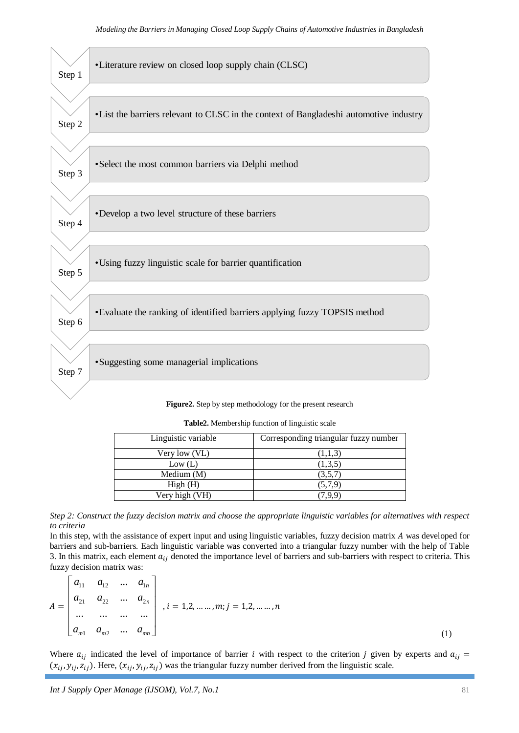- Step 1 • Literature review on closed loop supply chain (CLSC)
- Step 2 • List the barriers relevant to CLSC in the context of Bangladeshi automotive industry
- Step 3 • Select the most common barriers via Delphi method
- Step 4 • Develop a two level structure of these barriers
- Step 5 • Using fuzzy linguistic scale for barrier quantification
- Step 6 • Evaluate the ranking of identified barriers applying fuzzy TOPSIS method
- Step 7 • Suggesting some managerial implications

**Figure2.** Step by step methodology for the present research

**Table2.** Membership function of linguistic scale

| Linguistic variable | Corresponding triangular fuzzy number |
|---|---|
| Very low (VL) | (1,1,3) |
| Low (L) | (1,3,5) |
| Medium (M) | (3,5,7) |
| High (H) | (5,7,9) |
| Very high (VH) | (7,9,9) |

*Step 2: Construct the fuzzy decision matrix and choose the appropriate linguistic variables for alternatives with respect to criteria*

In this step, with the assistance of expert input and using linguistic variables, fuzzy decision matrix $A$ was developed for barriers and sub-barriers. Each linguistic variable was converted into a triangular fuzzy number with the help of Table 3. In this matrix, each element $a_{ij}$ denoted the importance level of barriers and sub-barriers with respect to criteria. This fuzzy decision matrix was:

$$A = \begin{bmatrix} a_{11} & a_{12} & \dots & a_{1n} \\ a_{21} & a_{22} & \dots & a_{2n} \\ \dots & \dots & \dots & \dots \\ a_{m1} & a_{m2} & \dots & a_{mn} \end{bmatrix}, i = 1,2, \dots \dots, m; j = 1,2, \dots \dots, n \quad (1)$$

Where $a_{ij}$ indicated the level of importance of barrier $i$ with respect to the criterion $j$ given by experts and $a_{ij} = (x_{ij}, y_{ij}, z_{ij})$. Here, $(x_{ij}, y_{ij}, z_{ij})$ was the triangular fuzzy number derived from the linguistic scale.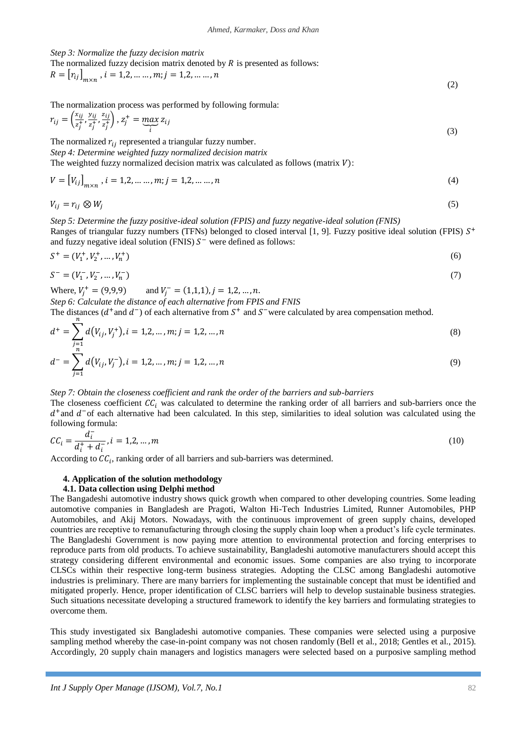*Step 3: Normalize the fuzzy decision matrix*

The normalized fuzzy decision matrix denoted by $R$ is presented as follows:

$$R = [r_{ij}]_{m \times n}, i = 1,2, \dots \dots, m; j = 1,2, \dots \dots, n \tag{2}$$

The normalization process was performed by following formula:

$$r_{ij} = \left(\frac{x_{ij}}{z_j^+}, \frac{y_{ij}}{z_j^+}, \frac{z_{ij}}{z_j^+}\right), z_j^+ = \underbrace{max}_{i} z_{ij} \tag{3}$$

The normalized $r_{ij}$ represented a triangular fuzzy number.

*Step 4: Determine weighted fuzzy normalized decision matrix*

The weighted fuzzy normalized decision matrix was calculated as follows (matrix $V$):

$$V = [V_{ij}]_{m \times n}, i = 1,2, \dots \dots, m; j = 1,2, \dots \dots, n \tag{4}$$

$$V_{ij} = r_{ij} \otimes W_j \tag{5}$$

*Step 5: Determine the fuzzy positive-ideal solution (FPIS) and fuzzy negative-ideal solution (FNIS)*

Ranges of triangular fuzzy numbers (TFNs) belonged to closed interval [1, 9]. Fuzzy positive ideal solution (FPIS) $S^+$ and fuzzy negative ideal solution (FNIS) $S^-$ were defined as follows:

$$S^+ = (V_1^+, V_2^+, \dots, V_n^+) \tag{6}$$

$$S^- = (V_1^-, V_2^-, \dots, V_n^-) \tag{7}$$

Where, $V_j^+ = (9,9,9)$ and $V_j^- = (1,1,1), j = 1,2, \dots, n.$

*Step 6: Calculate the distance of each alternative from FPIS and FNIS*

The distances ($d^+$ and $d^-$) of each alternative from $S^+$ and $S^-$ were calculated by area compensation method.

$$d^+ = \sum_{j=1}^{n} d(V_{ij}, V_j^+), i = 1,2, \dots, m; j = 1,2, \dots, n \tag{8}$$

$$d^- = \sum_{j=1}^{n} d(V_{ij}, V_j^-), i = 1,2, \dots, m; j = 1,2, \dots, n \tag{9}$$

*Step 7: Obtain the closeness coefficient and rank the order of the barriers and sub-barriers*

The closeness coefficient $CC_i$ was calculated to determine the ranking order of all barriers and sub-barriers once the $d^+$ and $d^-$ of each alternative had been calculated. In this step, similarities to ideal solution was calculated using the following formula:

$$CC_i = \frac{d_i^-}{d_i^+ + d_i^-}, i = 1,2, \dots, m \tag{10}$$

According to $CC_i$, ranking order of all barriers and sub-barriers was determined.

## 4. Application of the solution methodology

### 4.1. Data collection using Delphi method

The Bangladeshi automotive industry shows quick growth when compared to other developing countries. Some leading automotive companies in Bangladesh are Pragoti, Walton Hi-Tech Industries Limited, Runner Automobiles, PHP Automobiles, and Akij Motors. Nowadays, with the continuous improvement of green supply chains, developed countries are receptive to remanufacturing through closing the supply chain loop when a product's life cycle terminates. The Bangladeshi Government is now paying more attention to environmental protection and forcing enterprises to reproduce parts from old products. To achieve sustainability, Bangladeshi automotive manufacturers should accept this strategy considering different environmental and economic issues. Some companies are also trying to incorporate CLSCs within their respective long-term business strategies. Adopting the CLSC among Bangladeshi automotive industries is preliminary. There are many barriers for implementing the sustainable concept that must be identified and mitigated properly. Hence, proper identification of CLSC barriers will help to develop sustainable business strategies. Such situations necessitate developing a structured framework to identify the key barriers and formulating strategies to overcome them.

This study investigated six Bangladeshi automotive companies. These companies were selected using a purposive sampling method whereby the case-in-point company was not chosen randomly (Bell et al., 2018; Gentles et al., 2015). Accordingly, 20 supply chain managers and logistics managers were selected based on a purposive sampling method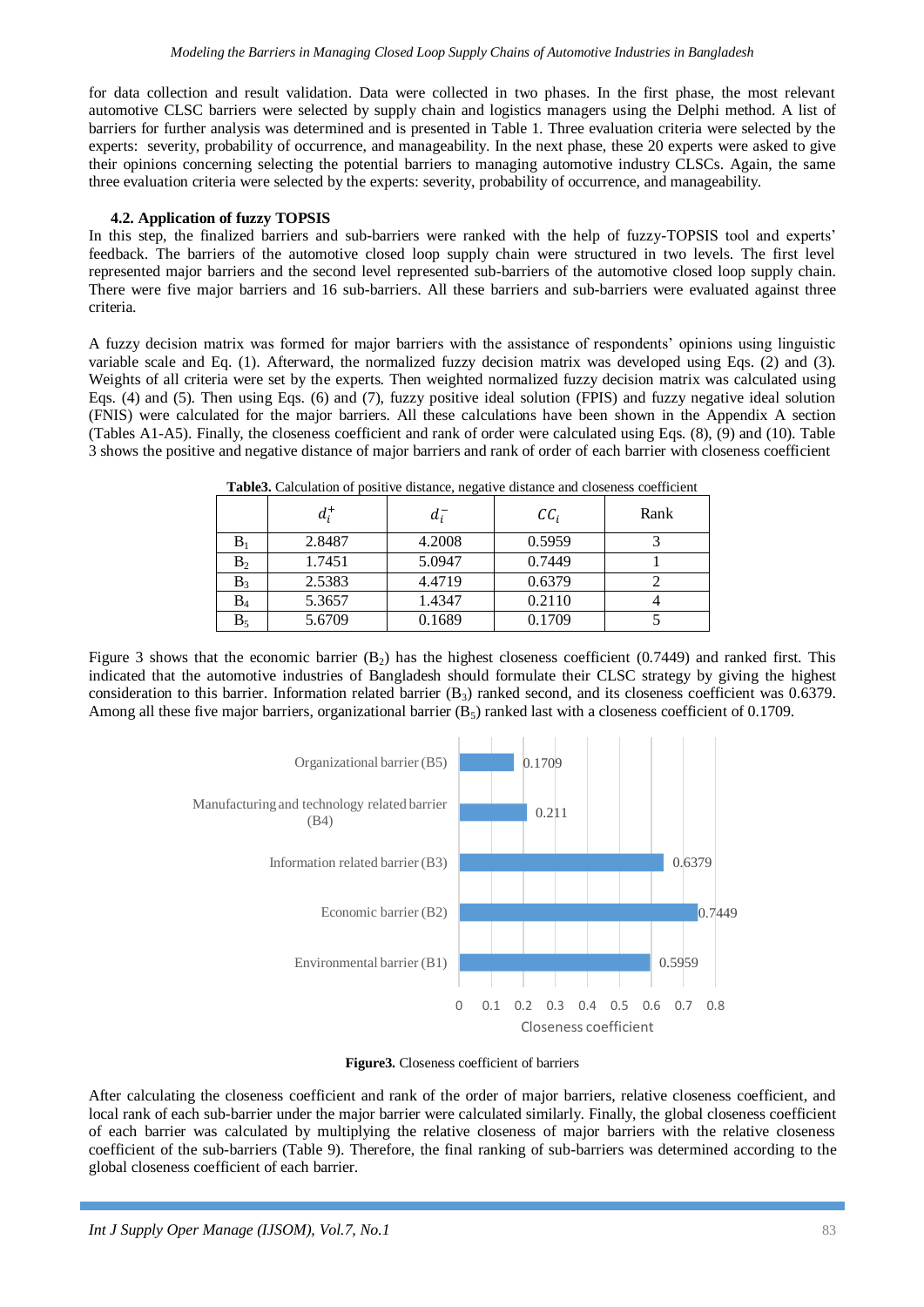for data collection and result validation. Data were collected in two phases. In the first phase, the most relevant automotive CLSC barriers were selected by supply chain and logistics managers using the Delphi method. A list of barriers for further analysis was determined and is presented in Table 1. Three evaluation criteria were selected by the experts: severity, probability of occurrence, and manageability. In the next phase, these 20 experts were asked to give their opinions concerning selecting the potential barriers to managing automotive industry CLSCs. Again, the same three evaluation criteria were selected by the experts: severity, probability of occurrence, and manageability.

### 4.2. Application of fuzzy TOPSIS

In this step, the finalized barriers and sub-barriers were ranked with the help of fuzzy-TOPSIS tool and experts' feedback. The barriers of the automotive closed loop supply chain were structured in two levels. The first level represented major barriers and the second level represented sub-barriers of the automotive closed loop supply chain. There were five major barriers and 16 sub-barriers. All these barriers and sub-barriers were evaluated against three criteria.

A fuzzy decision matrix was formed for major barriers with the assistance of respondents' opinions using linguistic variable scale and Eq. (1). Afterward, the normalized fuzzy decision matrix was developed using Eqs. (2) and (3). Weights of all criteria were set by the experts. Then weighted normalized fuzzy decision matrix was calculated using Eqs. (4) and (5). Then using Eqs. (6) and (7), fuzzy positive ideal solution (FPIS) and fuzzy negative ideal solution (FNIS) were calculated for the major barriers. All these calculations have been shown in the Appendix A section (Tables A1-A5). Finally, the closeness coefficient and rank of order were calculated using Eqs. (8), (9) and (10). Table 3 shows the positive and negative distance of major barriers and rank of order of each barrier with closeness coefficient

**Table3.** Calculation of positive distance, negative distance and closeness coefficient

| | $d_i^+$ | $d_i^-$ | $CC_i$ | Rank |
|---|---|---|---|---|
| $B_1$ | 2.8487 | 4.2008 | 0.5959 | 3 |
| $B_2$ | 1.7451 | 5.0947 | 0.7449 | 1 |
| $B_3$ | 2.5383 | 4.4719 | 0.6379 | 2 |
| $B_4$ | 5.3657 | 1.4347 | 0.2110 | 4 |
| $B_5$ | 5.6709 | 0.1689 | 0.1709 | 5 |

Figure 3 shows that the economic barrier ($B_2$) has the highest closeness coefficient (0.7449) and ranked first. This indicated that the automotive industries of Bangladesh should formulate their CLSC strategy by giving the highest consideration to this barrier. Information related barrier ($B_3$) ranked second, and its closeness coefficient was 0.6379. Among all these five major barriers, organizational barrier ($B_5$) ranked last with a closeness coefficient of 0.1709.

| Barrier | Closeness coefficient |
|---|---|
| Organizational barrier (B5) | 0.1709 |
| Manufacturing and technology related barrier (B4) | 0.211 |
| Information related barrier (B3) | 0.6379 |
| Economic barrier (B2) | 0.7449 |
| Environmental barrier (B1) | 0.5959 |

**Figure3.** Closeness coefficient of barriers

After calculating the closeness coefficient and rank of the order of major barriers, relative closeness coefficient, and local rank of each sub-barrier under the major barrier were calculated similarly. Finally, the global closeness coefficient of each barrier was calculated by multiplying the relative closeness of major barriers with the relative closeness coefficient of the sub-barriers (Table 9). Therefore, the final ranking of sub-barriers was determined according to the global closeness coefficient of each barrier.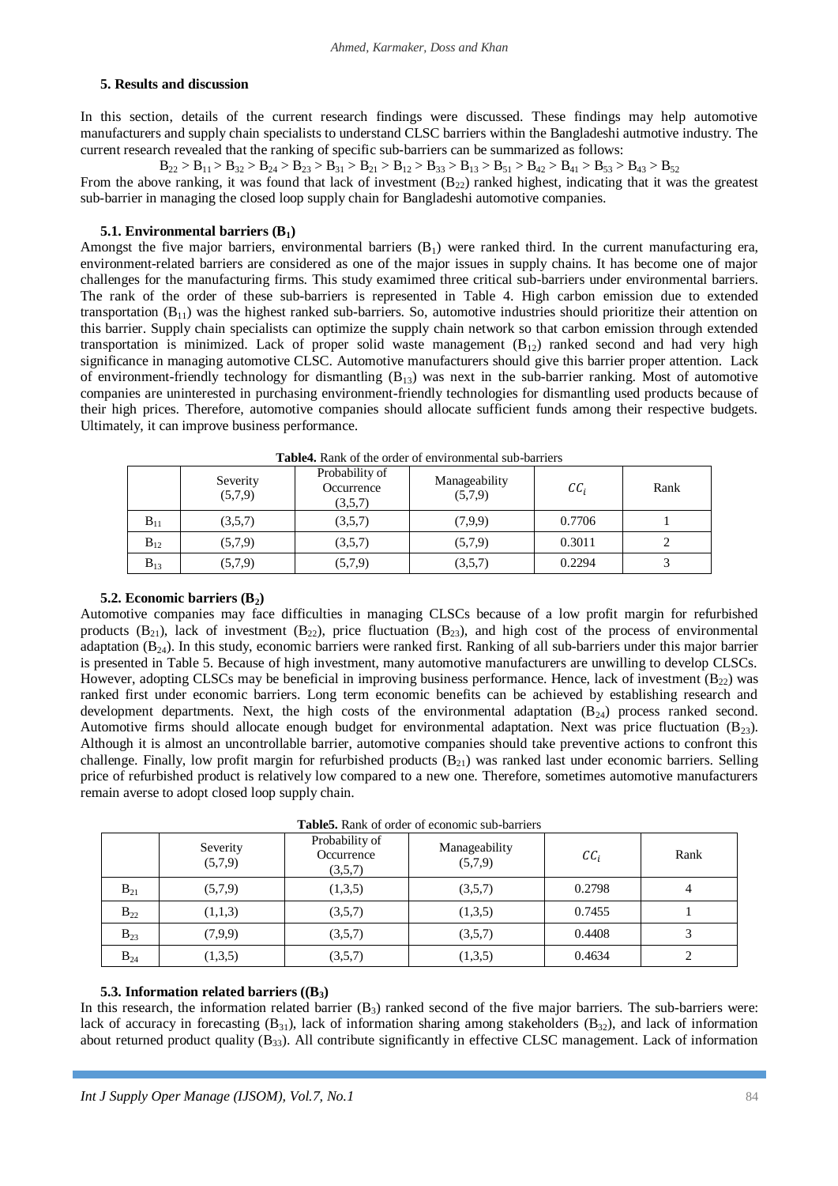## 5. Results and discussion

In this section, details of the current research findings were discussed. These findings may help automotive manufacturers and supply chain specialists to understand CLSC barriers within the Bangladeshi autmotive industry. The current research revealed that the ranking of specific sub-barriers can be summarized as follows:

$$B_{22} > B_{11} > B_{32} > B_{24} > B_{23} > B_{31} > B_{21} > B_{12} > B_{33} > B_{13} > B_{51} > B_{42} > B_{41} > B_{53} > B_{43} > B_{52}$$

From the above ranking, it was found that lack of investment ($B_{22}$) ranked highest, indicating that it was the greatest sub-barrier in managing the closed loop supply chain for Bangladeshi automotive companies.

### 5.1. Environmental barriers ($B_1$)

Amongst the five major barriers, environmental barriers ($B_1$) were ranked third. In the current manufacturing era, environment-related barriers are considered as one of the major issues in supply chains. It has become one of major challenges for the manufacturing firms. This study examimed three critical sub-barriers under environmental barriers. The rank of the order of these sub-barriers is represented in Table 4. High carbon emission due to extended transportation ($B_{11}$) was the highest ranked sub-barriers. So, automotive industries should prioritize their attention on this barrier. Supply chain specialists can optimize the supply chain network so that carbon emission through extended transportation is minimized. Lack of proper solid waste management ($B_{12}$) ranked second and had very high significance in managing automotive CLSC. Automotive manufacturers should give this barrier proper attention. Lack of environment-friendly technology for dismantling ($B_{13}$) was next in the sub-barrier ranking. Most of automotive companies are uninterested in purchasing environment-friendly technologies for dismantling used products because of their high prices. Therefore, automotive companies should allocate sufficient funds among their respective budgets. Ultimately, it can improve business performance.

**Table4.** Rank of the order of environmental sub-barriers

| | Severity (5,7,9) | Probability of Occurrence (3,5,7) | Manageability (5,7,9) | $CC_i$ | Rank |
|---|---|---|---|---|---|
| $B_{11}$ | (3,5,7) | (3,5,7) | (7,9,9) | 0.7706 | 1 |
| $B_{12}$ | (5,7,9) | (3,5,7) | (5,7,9) | 0.3011 | 2 |
| $B_{13}$ | (5,7,9) | (5,7,9) | (3,5,7) | 0.2294 | 3 |

### 5.2. Economic barriers ($B_2$)

Automotive companies may face difficulties in managing CLSCs because of a low profit margin for refurbished products ($B_{21}$), lack of investment ($B_{22}$), price fluctuation ($B_{23}$), and high cost of the process of environmental adaptation ($B_{24}$). In this study, economic barriers were ranked first. Ranking of all sub-barriers under this major barrier is presented in Table 5. Because of high investment, many automotive manufacturers are unwilling to develop CLSCs. However, adopting CLSCs may be beneficial in improving business performance. Hence, lack of investment ($B_{22}$) was ranked first under economic barriers. Long term economic benefits can be achieved by establishing research and development departments. Next, the high costs of the environmental adaptation ($B_{24}$) process ranked second. Automotive firms should allocate enough budget for environmental adaptation. Next was price fluctuation ($B_{23}$). Although it is almost an uncontrollable barrier, automotive companies should take preventive actions to confront this challenge. Finally, low profit margin for refurbished products ($B_{21}$) was ranked last under economic barriers. Selling price of refurbished product is relatively low compared to a new one. Therefore, sometimes automotive manufacturers remain averse to adopt closed loop supply chain.

**Table5.** Rank of order of economic sub-barriers

| | Severity (5,7,9) | Probability of Occurrence (3,5,7) | Manageability (5,7,9) | $CC_i$ | Rank |
|---|---|---|---|---|---|
| $B_{21}$ | (5,7,9) | (1,3,5) | (3,5,7) | 0.2798 | 4 |
| $B_{22}$ | (1,1,3) | (3,5,7) | (1,3,5) | 0.7455 | 1 |
| $B_{23}$ | (7,9,9) | (3,5,7) | (3,5,7) | 0.4408 | 3 |
| $B_{24}$ | (1,3,5) | (3,5,7) | (1,3,5) | 0.4634 | 2 |

### 5.3. Information related barriers (($B_3$)

In this research, the information related barrier ($B_3$) ranked second of the five major barriers. The sub-barriers were: lack of accuracy in forecasting ($B_{31}$), lack of information sharing among stakeholders ($B_{32}$), and lack of information about returned product quality ($B_{33}$). All contribute significantly in effective CLSC management. Lack of information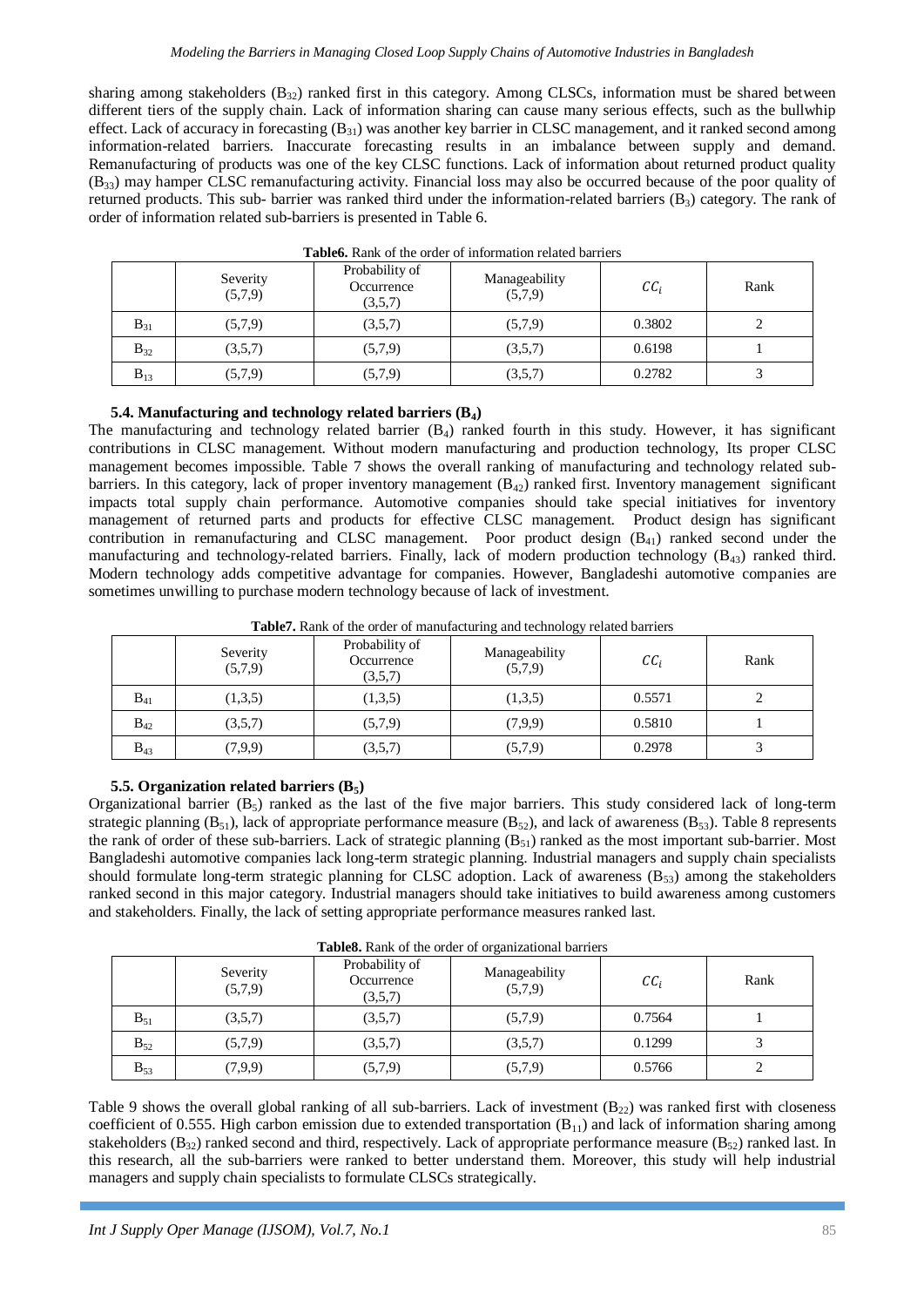sharing among stakeholders ($B_{32}$) ranked first in this category. Among CLSCs, information must be shared between different tiers of the supply chain. Lack of information sharing can cause many serious effects, such as the bullwhip effect. Lack of accuracy in forecasting ($B_{31}$) was another key barrier in CLSC management, and it ranked second among information-related barriers. Inaccurate forecasting results in an imbalance between supply and demand. Remanufacturing of products was one of the key CLSC functions. Lack of information about returned product quality ($B_{33}$) may hamper CLSC remanufacturing activity. Financial loss may also be occurred because of the poor quality of returned products. This sub- barrier was ranked third under the information-related barriers ($B_3$) category. The rank of order of information related sub-barriers is presented in Table 6.

**Table6.** Rank of the order of information related barriers

| | Severity (5,7,9) | Probability of Occurrence (3,5,7) | Manageability (5,7,9) | $CC_i$ | Rank |
|---|---|---|---|---|---|
| $B_{31}$ | (5,7,9) | (3,5,7) | (5,7,9) | 0.3802 | 2 |
| $B_{32}$ | (3,5,7) | (5,7,9) | (3,5,7) | 0.6198 | 1 |
| $B_{13}$ | (5,7,9) | (5,7,9) | (3,5,7) | 0.2782 | 3 |

### 5.4. Manufacturing and technology related barriers ($B_4$)

The manufacturing and technology related barrier ($B_4$) ranked fourth in this study. However, it has significant contributions in CLSC management. Without modern manufacturing and production technology, Its proper CLSC management becomes impossible. Table 7 shows the overall ranking of manufacturing and technology related sub-barriers. In this category, lack of proper inventory management ($B_{42}$) ranked first. Inventory management significant impacts total supply chain performance. Automotive companies should take special initiatives for inventory management of returned parts and products for effective CLSC management. Product design has significant contribution in remanufacturing and CLSC management. Poor product design ($B_{41}$) ranked second under the manufacturing and technology-related barriers. Finally, lack of modern production technology ($B_{43}$) ranked third. Modern technology adds competitive advantage for companies. However, Bangladeshi automotive companies are sometimes unwilling to purchase modern technology because of lack of investment.

**Table7.** Rank of the order of manufacturing and technology related barriers

| | Severity (5,7,9) | Probability of Occurrence (3,5,7) | Manageability (5,7,9) | $CC_i$ | Rank |
|---|---|---|---|---|---|
| $B_{41}$ | (1,3,5) | (1,3,5) | (1,3,5) | 0.5571 | 2 |
| $B_{42}$ | (3,5,7) | (5,7,9) | (7,9,9) | 0.5810 | 1 |
| $B_{43}$ | (7,9,9) | (3,5,7) | (5,7,9) | 0.2978 | 3 |

### 5.5. Organization related barriers ($B_5$)

Organizational barrier ($B_5$) ranked as the last of the five major barriers. This study considered lack of long-term strategic planning ($B_{51}$), lack of appropriate performance measure ($B_{52}$), and lack of awareness ($B_{53}$). Table 8 represents the rank of order of these sub-barriers. Lack of strategic planning ($B_{51}$) ranked as the most important sub-barrier. Most Bangladeshi automotive companies lack long-term strategic planning. Industrial managers and supply chain specialists should formulate long-term strategic planning for CLSC adoption. Lack of awareness ($B_{53}$) among the stakeholders ranked second in this major category. Industrial managers should take initiatives to build awareness among customers and stakeholders. Finally, the lack of setting appropriate performance measures ranked last.

**Table8.** Rank of the order of organizational barriers

| | Severity (5,7,9) | Probability of Occurrence (3,5,7) | Manageability (5,7,9) | $CC_i$ | Rank |
|---|---|---|---|---|---|
| $B_{51}$ | (3,5,7) | (3,5,7) | (5,7,9) | 0.7564 | 1 |
| $B_{52}$ | (5,7,9) | (3,5,7) | (3,5,7) | 0.1299 | 3 |
| $B_{53}$ | (7,9,9) | (5,7,9) | (5,7,9) | 0.5766 | 2 |

Table 9 shows the overall global ranking of all sub-barriers. Lack of investment ($B_{22}$) was ranked first with closeness coefficient of 0.555. High carbon emission due to extended transportation ($B_{11}$) and lack of information sharing among stakeholders ($B_{32}$) ranked second and third, respectively. Lack of appropriate performance measure ($B_{52}$) ranked last. In this research, all the sub-barriers were ranked to better understand them. Moreover, this study will help industrial managers and supply chain specialists to formulate CLSCs strategically.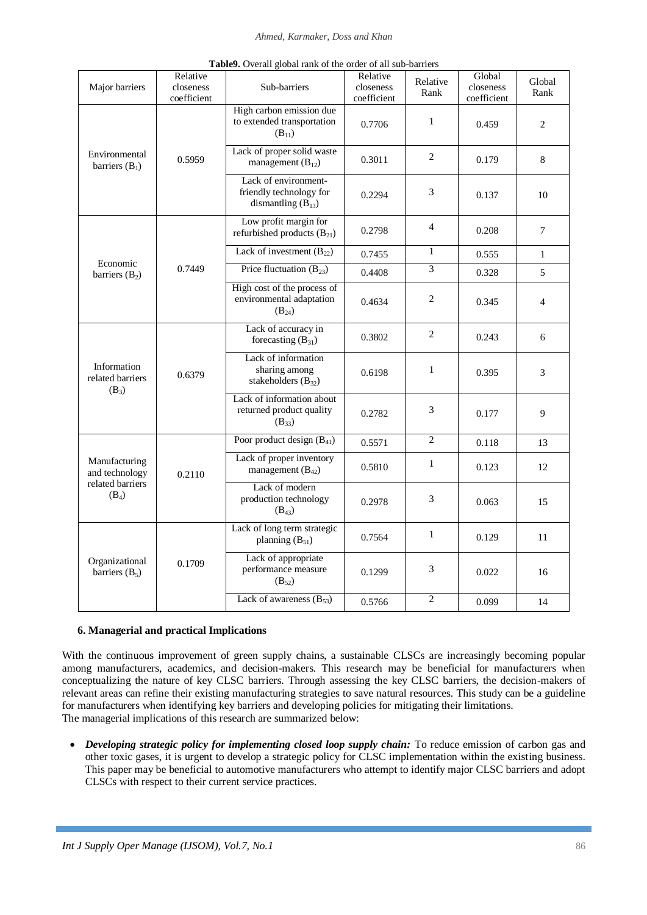**Table9.** Overall global rank of the order of all sub-barriers

| Major barriers | Relative closeness coefficient | Sub-barriers | Relative closeness coefficient | Relative Rank | Global closeness coefficient | Global Rank |
|---|---|---|---|---|---|---|
| Environmental barriers ($B_1$) | 0.5959 | High carbon emission due to extended transportation ($B_{11}$) | 0.7706 | 1 | 0.459 | 2 |
| | | Lack of proper solid waste management ($B_{12}$) | 0.3011 | 2 | 0.179 | 8 |
| | | Lack of environment-friendly technology for dismantling ($B_{13}$) | 0.2294 | 3 | 0.137 | 10 |
| Economic barriers ($B_2$) | 0.7449 | Low profit margin for refurbished products ($B_{21}$) | 0.2798 | 4 | 0.208 | 7 |
| | | Lack of investment ($B_{22}$) | 0.7455 | 1 | 0.555 | 1 |
| | | Price fluctuation ($B_{23}$) | 0.4408 | 3 | 0.328 | 5 |
| | | High cost of the process of environmental adaptation ($B_{24}$) | 0.4634 | 2 | 0.345 | 4 |
| Information related barriers ($B_3$) | 0.6379 | Lack of accuracy in forecasting ($B_{31}$) | 0.3802 | 2 | 0.243 | 6 |
| | | Lack of information sharing among stakeholders ($B_{32}$) | 0.6198 | 1 | 0.395 | 3 |
| | | Lack of information about returned product quality ($B_{33}$) | 0.2782 | 3 | 0.177 | 9 |
| Manufacturing and technology related barriers ($B_4$) | 0.2110 | Poor product design ($B_{41}$) | 0.5571 | 2 | 0.118 | 13 |
| | | Lack of proper inventory management ($B_{42}$) | 0.5810 | 1 | 0.123 | 12 |
| | | Lack of modern production technology ($B_{43}$) | 0.2978 | 3 | 0.063 | 15 |
| Organizational barriers ($B_5$) | 0.1709 | Lack of long term strategic planning ($B_{51}$) | 0.7564 | 1 | 0.129 | 11 |
| | | Lack of appropriate performance measure ($B_{52}$) | 0.1299 | 3 | 0.022 | 16 |
| | | Lack of awareness ($B_{53}$) | 0.5766 | 2 | 0.099 | 14 |

## 6. Managerial and practical Implications

With the continuous improvement of green supply chains, a sustainable CLSCs are increasingly becoming popular among manufacturers, academics, and decision-makers. This research may be beneficial for manufacturers when conceptualizing the nature of key CLSC barriers. Through assessing the key CLSC barriers, the decision-makers of relevant areas can refine their existing manufacturing strategies to save natural resources. This study can be a guideline for manufacturers when identifying key barriers and developing policies for mitigating their limitations.
The managerial implications of this research are summarized below:

- ***Developing strategic policy for implementing closed loop supply chain:*** To reduce emission of carbon gas and other toxic gases, it is urgent to develop a strategic policy for CLSC implementation within the existing business. This paper may be beneficial to automotive manufacturers who attempt to identify major CLSC barriers and adopt CLSCs with respect to their current service practices.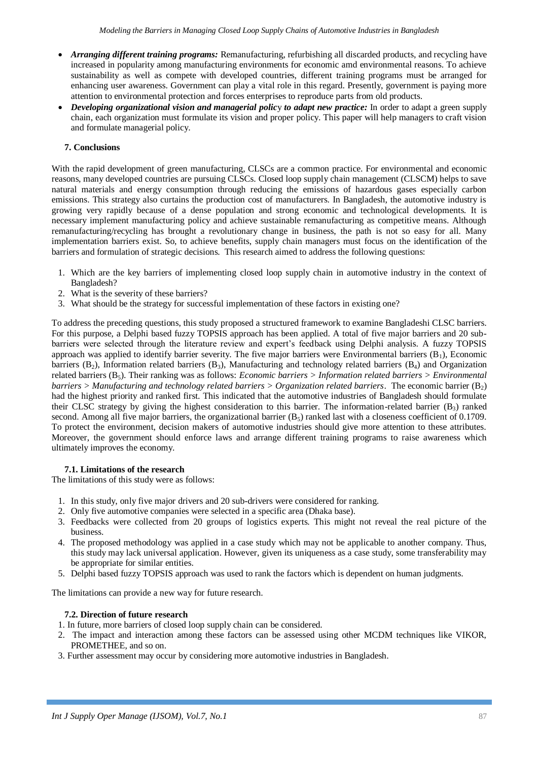- ***Arranging different training programs:*** Remanufacturing, refurbishing all discarded products, and recycling have increased in popularity among manufacturing environments for economic amd environmental reasons. To achieve sustainability as well as compete with developed countries, different training programs must be arranged for enhancing user awareness. Government can play a vital role in this regard. Presently, government is paying more attention to environmental protection and forces enterprises to reproduce parts from old products.
- ***Developing organizational vision and managerial policy to adapt new practice:*** In order to adapt a green supply chain, each organization must formulate its vision and proper policy. This paper will help managers to craft vision and formulate managerial policy.

## 7. Conclusions

With the rapid development of green manufacturing, CLSCs are a common practice. For environmental and economic reasons, many developed countries are pursuing CLSCs. Closed loop supply chain management (CLSCM) helps to save natural materials and energy consumption through reducing the emissions of hazardous gases especially carbon emissions. This strategy also curtains the production cost of manufacturers. In Bangladesh, the automotive industry is growing very rapidly because of a dense population and strong economic and technological developments. It is necessary implement manufacturing policy and achieve sustainable remanufacturing as competitive means. Although remanufacturing/recycling has brought a revolutionary change in business, the path is not so easy for all. Many implementation barriers exist. So, to achieve benefits, supply chain managers must focus on the identification of the barriers and formulation of strategic decisions. This research aimed to address the following questions:

1. Which are the key barriers of implementing closed loop supply chain in automotive industry in the context of Bangladesh?
2. What is the severity of these barriers?
3. What should be the strategy for successful implementation of these factors in existing one?

To address the preceding questions, this study proposed a structured framework to examine Bangladeshi CLSC barriers. For this purpose, a Delphi based fuzzy TOPSIS approach has been applied. A total of five major barriers and 20 sub-barriers were selected through the literature review and expert's feedback using Delphi analysis. A fuzzy TOPSIS approach was applied to identify barrier severity. The five major barriers were Environmental barriers ($B_1$), Economic barriers ($B_2$), Information related barriers ($B_3$), Manufacturing and technology related barriers ($B_4$) and Organization related barriers ($B_5$). Their ranking was as follows: *Economic barriers* > *Information related barriers* > *Environmental barriers* > *Manufacturing and technology related barriers* > *Organization related barriers*. The economic barrier ($B_2$) had the highest priority and ranked first. This indicated that the automotive industries of Bangladesh should formulate their CLSC strategy by giving the highest consideration to this barrier. The information-related barrier ($B_3$) ranked second. Among all five major barriers, the organizational barrier ($B_5$) ranked last with a closeness coefficient of 0.1709. To protect the environment, decision makers of automotive industries should give more attention to these attributes. Moreover, the government should enforce laws and arrange different training programs to raise awareness which ultimately improves the economy.

### 7.1. Limitations of the research

The limitations of this study were as follows:

1. In this study, only five major drivers and 20 sub-drivers were considered for ranking.
2. Only five automotive companies were selected in a specific area (Dhaka base).
3. Feedbacks were collected from 20 groups of logistics experts. This might not reveal the real picture of the business.
4. The proposed methodology was applied in a case study which may not be applicable to another company. Thus, this study may lack universal application. However, given its uniqueness as a case study, some transferability may be appropriate for similar entities.
5. Delphi based fuzzy TOPSIS approach was used to rank the factors which is dependent on human judgments.

The limitations can provide a new way for future research.

### 7.2. Direction of future research

1. In future, more barriers of closed loop supply chain can be considered.
2. The impact and interaction among these factors can be assessed using other MCDM techniques like VIKOR, PROMETHEE, and so on.
3. Further assessment may occur by considering more automotive industries in Bangladesh.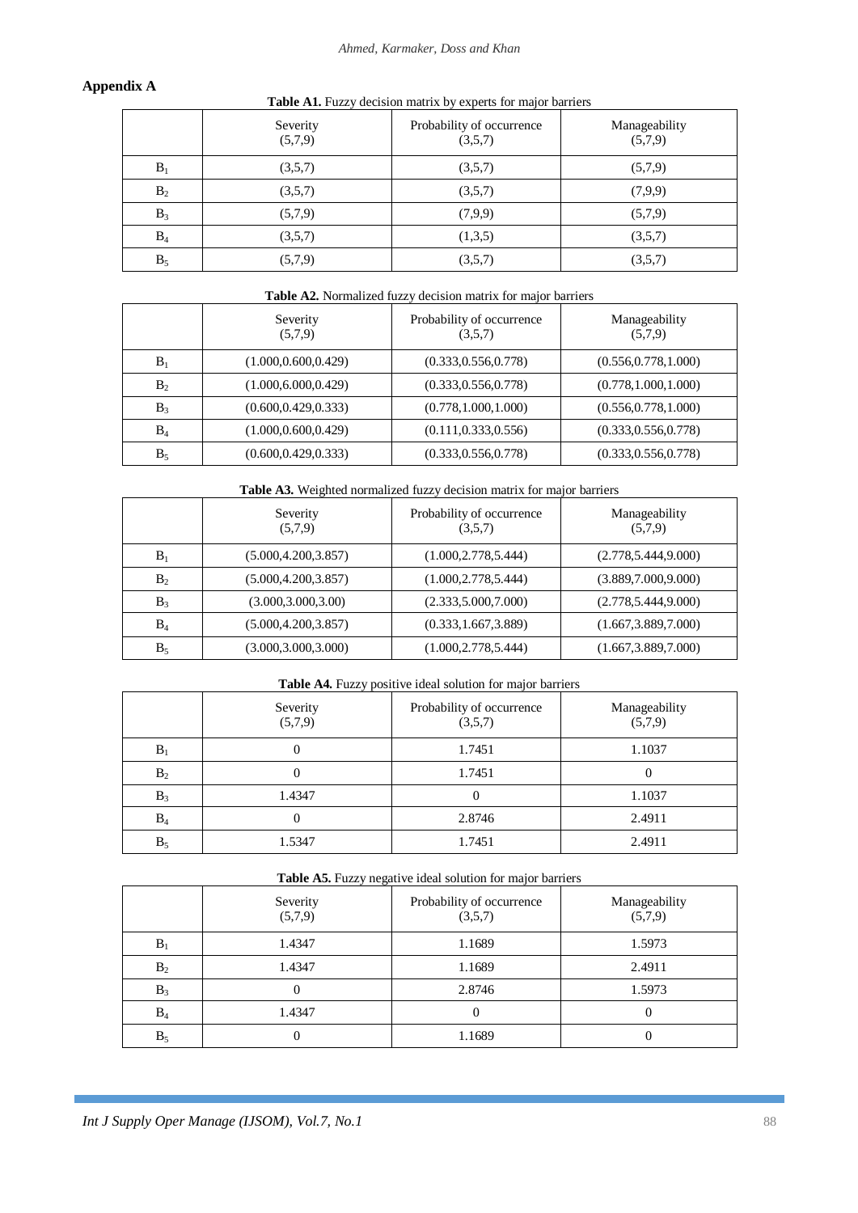## Appendix A

**Table A1.** Fuzzy decision matrix by experts for major barriers

| | Severity (5,7,9) | Probability of occurrence (3,5,7) | Manageability (5,7,9) |
|---|---|---|---|
| $B_1$ | (3,5,7) | (3,5,7) | (5,7,9) |
| $B_2$ | (3,5,7) | (3,5,7) | (7,9,9) |
| $B_3$ | (5,7,9) | (7,9,9) | (5,7,9) |
| $B_4$ | (3,5,7) | (1,3,5) | (3,5,7) |
| $B_5$ | (5,7,9) | (3,5,7) | (3,5,7) |

**Table A2.** Normalized fuzzy decision matrix for major barriers

| | Severity (5,7,9) | Probability of occurrence (3,5,7) | Manageability (5,7,9) |
|---|---|---|---|
| $B_1$ | (1.000,0.600,0.429) | (0.333,0.556,0.778) | (0.556,0.778,1.000) |
| $B_2$ | (1.000,6.000,0.429) | (0.333,0.556,0.778) | (0.778,1.000,1.000) |
| $B_3$ | (0.600,0.429,0.333) | (0.778,1.000,1.000) | (0.556,0.778,1.000) |
| $B_4$ | (1.000,0.600,0.429) | (0.111,0.333,0.556) | (0.333,0.556,0.778) |
| $B_5$ | (0.600,0.429,0.333) | (0.333,0.556,0.778) | (0.333,0.556,0.778) |

**Table A3.** Weighted normalized fuzzy decision matrix for major barriers

| | Severity (5,7,9) | Probability of occurrence (3,5,7) | Manageability (5,7,9) |
|---|---|---|---|
| $B_1$ | (5.000,4.200,3.857) | (1.000,2.778,5.444) | (2.778,5.444,9.000) |
| $B_2$ | (5.000,4.200,3.857) | (1.000,2.778,5.444) | (3.889,7.000,9.000) |
| $B_3$ | (3.000,3.000,3.00) | (2.333,5.000,7.000) | (2.778,5.444,9.000) |
| $B_4$ | (5.000,4.200,3.857) | (0.333,1.667,3.889) | (1.667,3.889,7.000) |
| $B_5$ | (3.000,3.000,3.000) | (1.000,2.778,5.444) | (1.667,3.889,7.000) |

**Table A4.** Fuzzy positive ideal solution for major barriers

| | Severity (5,7,9) | Probability of occurrence (3,5,7) | Manageability (5,7,9) |
|---|---|---|---|
| $B_1$ | 0 | 1.7451 | 1.1037 |
| $B_2$ | 0 | 1.7451 | 0 |
| $B_3$ | 1.4347 | 0 | 1.1037 |
| $B_4$ | 0 | 2.8746 | 2.4911 |
| $B_5$ | 1.5347 | 1.7451 | 2.4911 |

**Table A5.** Fuzzy negative ideal solution for major barriers

| | Severity (5,7,9) | Probability of occurrence (3,5,7) | Manageability (5,7,9) |
|---|---|---|---|
| $B_1$ | 1.4347 | 1.1689 | 1.5973 |
| $B_2$ | 1.4347 | 1.1689 | 2.4911 |
| $B_3$ | 0 | 2.8746 | 1.5973 |
| $B_4$ | 1.4347 | 0 | 0 |
| $B_5$ | 0 | 1.1689 | 0 |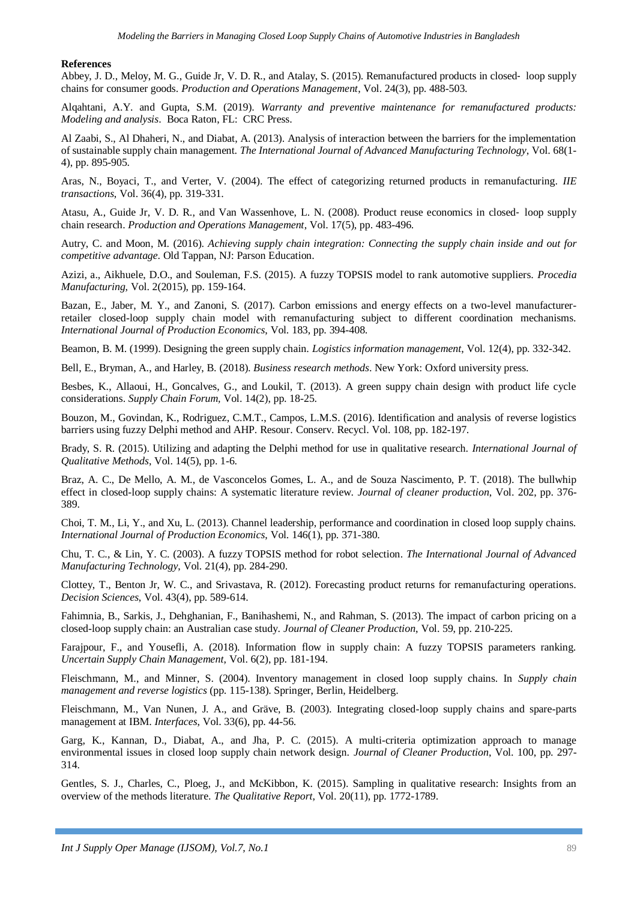## References

Abbey, J. D., Meloy, M. G., Guide Jr, V. D. R., and Atalay, S. (2015). Remanufactured products in closed‐ loop supply chains for consumer goods. *Production and Operations Management*, Vol. 24(3), pp. 488-503.

Alqahtani, A.Y. and Gupta, S.M. (2019). *Warranty and preventive maintenance for remanufactured products: Modeling and analysis*. Boca Raton, FL: CRC Press.

Al Zaabi, S., Al Dhaheri, N., and Diabat, A. (2013). Analysis of interaction between the barriers for the implementation of sustainable supply chain management. *The International Journal of Advanced Manufacturing Technology*, Vol. 68(1-4), pp. 895-905.

Aras, N., Boyaci, T., and Verter, V. (2004). The effect of categorizing returned products in remanufacturing. *IIE transactions*, Vol. 36(4), pp. 319-331.

Atasu, A., Guide Jr, V. D. R., and Van Wassenhove, L. N. (2008). Product reuse economics in closed‐ loop supply chain research. *Production and Operations Management*, Vol. 17(5), pp. 483-496.

Autry, C. and Moon, M. (2016). *Achieving supply chain integration: Connecting the supply chain inside and out for competitive advantage*. Old Tappan, NJ: Parson Education.

Azizi, a., Aikhuele, D.O., and Souleman, F.S. (2015). A fuzzy TOPSIS model to rank automotive suppliers. *Procedia Manufacturing*, Vol. 2(2015), pp. 159-164.

Bazan, E., Jaber, M. Y., and Zanoni, S. (2017). Carbon emissions and energy effects on a two-level manufacturer-retailer closed-loop supply chain model with remanufacturing subject to different coordination mechanisms. *International Journal of Production Economics*, Vol. 183, pp. 394-408.

Beamon, B. M. (1999). Designing the green supply chain. *Logistics information management*, Vol. 12(4), pp. 332-342.

Bell, E., Bryman, A., and Harley, B. (2018). *Business research methods*. New York: Oxford university press.

Besbes, K., Allaoui, H., Goncalves, G., and Loukil, T. (2013). A green suppy chain design with product life cycle considerations. *Supply Chain Forum*, Vol. 14(2), pp. 18-25.

Bouzon, M., Govindan, K., Rodriguez, C.M.T., Campos, L.M.S. (2016). Identification and analysis of reverse logistics barriers using fuzzy Delphi method and AHP. Resour. Conserv. Recycl. Vol. 108, pp. 182-197.

Brady, S. R. (2015). Utilizing and adapting the Delphi method for use in qualitative research. *International Journal of Qualitative Methods*, Vol. 14(5), pp. 1-6.

Braz, A. C., De Mello, A. M., de Vasconcelos Gomes, L. A., and de Souza Nascimento, P. T. (2018). The bullwhip effect in closed-loop supply chains: A systematic literature review. *Journal of cleaner production*, Vol. 202, pp. 376-389.

Choi, T. M., Li, Y., and Xu, L. (2013). Channel leadership, performance and coordination in closed loop supply chains. *International Journal of Production Economics*, Vol. 146(1), pp. 371-380.

Chu, T. C., & Lin, Y. C. (2003). A fuzzy TOPSIS method for robot selection. *The International Journal of Advanced Manufacturing Technology*, Vol. 21(4), pp. 284-290.

Clottey, T., Benton Jr, W. C., and Srivastava, R. (2012). Forecasting product returns for remanufacturing operations. *Decision Sciences*, Vol. 43(4), pp. 589-614.

Fahimnia, B., Sarkis, J., Dehghanian, F., Banihashemi, N., and Rahman, S. (2013). The impact of carbon pricing on a closed-loop supply chain: an Australian case study. *Journal of Cleaner Production*, Vol. 59, pp. 210-225.

Farajpour, F., and Yousefli, A. (2018). Information flow in supply chain: A fuzzy TOPSIS parameters ranking. *Uncertain Supply Chain Management*, Vol. 6(2), pp. 181-194.

Fleischmann, M., and Minner, S. (2004). Inventory management in closed loop supply chains. In *Supply chain management and reverse logistics* (pp. 115-138). Springer, Berlin, Heidelberg.

Fleischmann, M., Van Nunen, J. A., and Gräve, B. (2003). Integrating closed-loop supply chains and spare-parts management at IBM. *Interfaces*, Vol. 33(6), pp. 44-56.

Garg, K., Kannan, D., Diabat, A., and Jha, P. C. (2015). A multi-criteria optimization approach to manage environmental issues in closed loop supply chain network design. *Journal of Cleaner Production*, Vol. 100, pp. 297-314.

Gentles, S. J., Charles, C., Ploeg, J., and McKibbon, K. (2015). Sampling in qualitative research: Insights from an overview of the methods literature. *The Qualitative Report*, Vol. 20(11), pp. 1772-1789.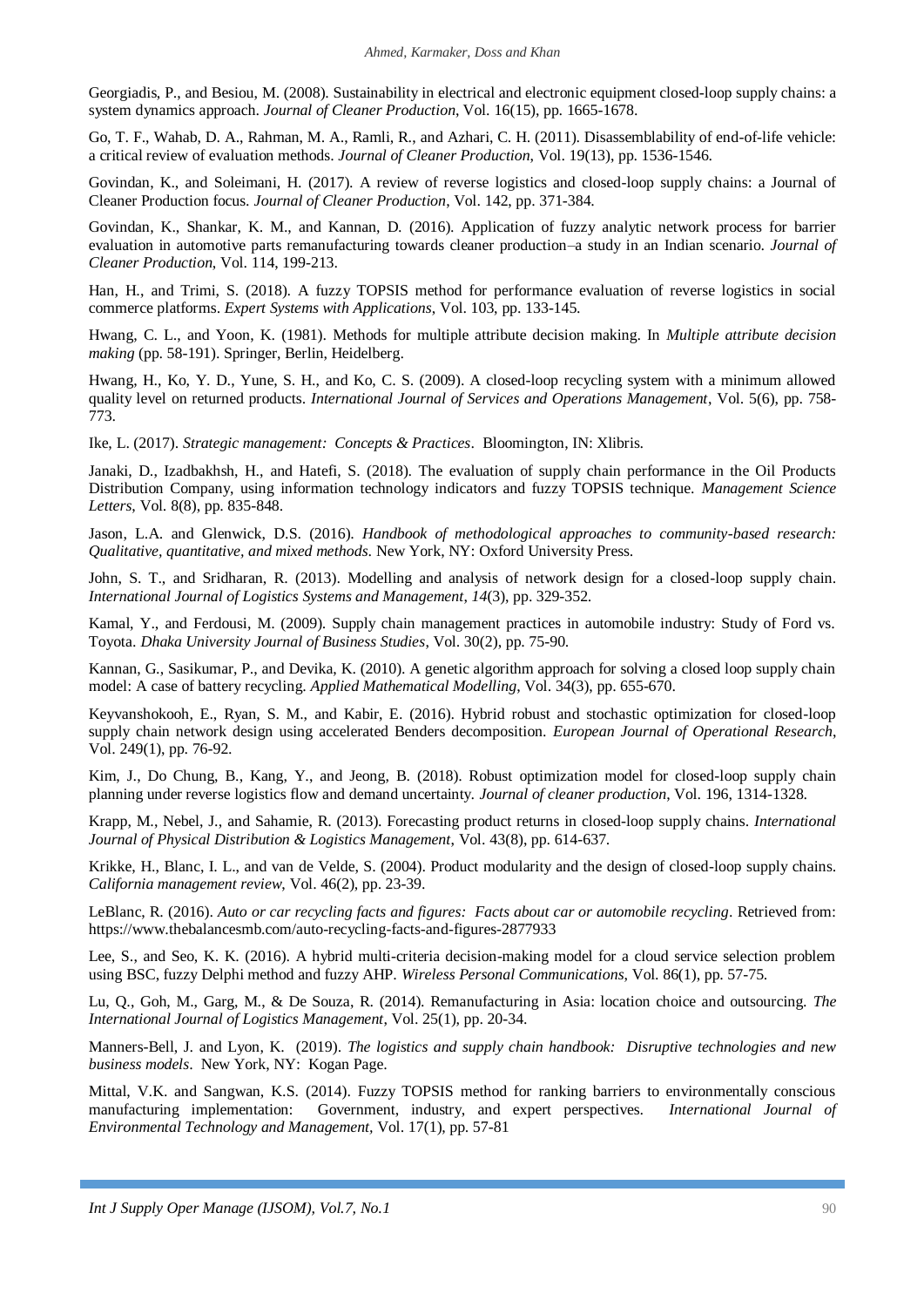Georgiadis, P., and Besiou, M. (2008). Sustainability in electrical and electronic equipment closed-loop supply chains: a system dynamics approach. *Journal of Cleaner Production*, Vol. 16(15), pp. 1665-1678.

Go, T. F., Wahab, D. A., Rahman, M. A., Ramli, R., and Azhari, C. H. (2011). Disassemblability of end-of-life vehicle: a critical review of evaluation methods. *Journal of Cleaner Production*, Vol. 19(13), pp. 1536-1546.

Govindan, K., and Soleimani, H. (2017). A review of reverse logistics and closed-loop supply chains: a Journal of Cleaner Production focus. *Journal of Cleaner Production*, Vol. 142, pp. 371-384.

Govindan, K., Shankar, K. M., and Kannan, D. (2016). Application of fuzzy analytic network process for barrier evaluation in automotive parts remanufacturing towards cleaner production–a study in an Indian scenario. *Journal of Cleaner Production*, Vol. 114, 199-213.

Han, H., and Trimi, S. (2018). A fuzzy TOPSIS method for performance evaluation of reverse logistics in social commerce platforms. *Expert Systems with Applications*, Vol. 103, pp. 133-145.

Hwang, C. L., and Yoon, K. (1981). Methods for multiple attribute decision making. In *Multiple attribute decision making* (pp. 58-191). Springer, Berlin, Heidelberg.

Hwang, H., Ko, Y. D., Yune, S. H., and Ko, C. S. (2009). A closed-loop recycling system with a minimum allowed quality level on returned products. *International Journal of Services and Operations Management*, Vol. 5(6), pp. 758-773.

Ike, L. (2017). *Strategic management: Concepts & Practices*. Bloomington, IN: Xlibris.

Janaki, D., Izadbakhsh, H., and Hatefi, S. (2018). The evaluation of supply chain performance in the Oil Products Distribution Company, using information technology indicators and fuzzy TOPSIS technique. *Management Science Letters*, Vol. 8(8), pp. 835-848.

Jason, L.A. and Glenwick, D.S. (2016). *Handbook of methodological approaches to community-based research: Qualitative, quantitative, and mixed methods*. New York, NY: Oxford University Press.

John, S. T., and Sridharan, R. (2013). Modelling and analysis of network design for a closed-loop supply chain. *International Journal of Logistics Systems and Management*, *14*(3), pp. 329-352.

Kamal, Y., and Ferdousi, M. (2009). Supply chain management practices in automobile industry: Study of Ford vs. Toyota. *Dhaka University Journal of Business Studies*, Vol. 30(2), pp. 75-90.

Kannan, G., Sasikumar, P., and Devika, K. (2010). A genetic algorithm approach for solving a closed loop supply chain model: A case of battery recycling. *Applied Mathematical Modelling*, Vol. 34(3), pp. 655-670.

Keyvanshokooh, E., Ryan, S. M., and Kabir, E. (2016). Hybrid robust and stochastic optimization for closed-loop supply chain network design using accelerated Benders decomposition. *European Journal of Operational Research*, Vol. 249(1), pp. 76-92.

Kim, J., Do Chung, B., Kang, Y., and Jeong, B. (2018). Robust optimization model for closed-loop supply chain planning under reverse logistics flow and demand uncertainty. *Journal of cleaner production*, Vol. 196, 1314-1328.

Krapp, M., Nebel, J., and Sahamie, R. (2013). Forecasting product returns in closed-loop supply chains. *International Journal of Physical Distribution & Logistics Management*, Vol. 43(8), pp. 614-637.

Krikke, H., Blanc, I. L., and van de Velde, S. (2004). Product modularity and the design of closed-loop supply chains. *California management review*, Vol. 46(2), pp. 23-39.

LeBlanc, R. (2016). *Auto or car recycling facts and figures: Facts about car or automobile recycling*. Retrieved from: https://www.thebalancesmb.com/auto-recycling-facts-and-figures-2877933

Lee, S., and Seo, K. K. (2016). A hybrid multi-criteria decision-making model for a cloud service selection problem using BSC, fuzzy Delphi method and fuzzy AHP. *Wireless Personal Communications*, Vol. 86(1), pp. 57-75.

Lu, Q., Goh, M., Garg, M., & De Souza, R. (2014). Remanufacturing in Asia: location choice and outsourcing. *The International Journal of Logistics Management*, Vol. 25(1), pp. 20-34.

Manners-Bell, J. and Lyon, K. (2019). *The logistics and supply chain handbook: Disruptive technologies and new business models*. New York, NY: Kogan Page.

Mittal, V.K. and Sangwan, K.S. (2014). Fuzzy TOPSIS method for ranking barriers to environmentally conscious manufacturing implementation: Government, industry, and expert perspectives. *International Journal of Environmental Technology and Management*, Vol. 17(1), pp. 57-81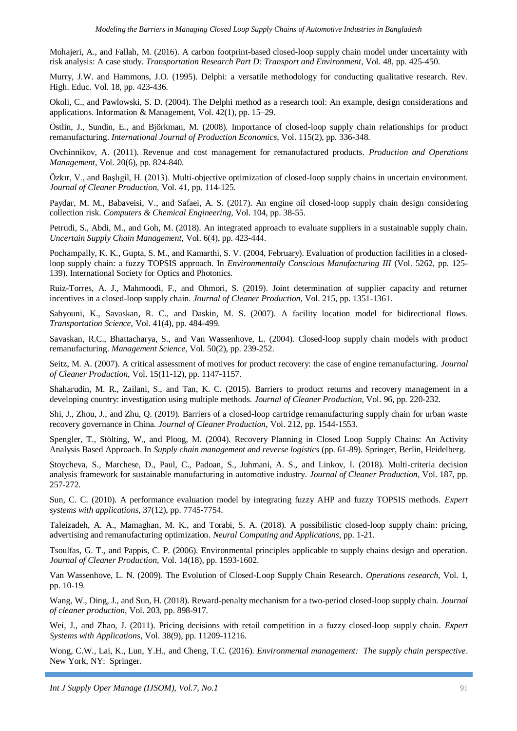Mohajeri, A., and Fallah, M. (2016). A carbon footprint-based closed-loop supply chain model under uncertainty with risk analysis: A case study. *Transportation Research Part D: Transport and Environment*, Vol. 48, pp. 425-450.

Murry, J.W. and Hammons, J.O. (1995). Delphi: a versatile methodology for conducting qualitative research. Rev. High. Educ. Vol. 18, pp. 423-436.

Okoli, C., and Pawlowski, S. D. (2004). The Delphi method as a research tool: An example, design considerations and applications. Information & Management, Vol. 42(1), pp. 15–29.

Östlin, J., Sundin, E., and Björkman, M. (2008). Importance of closed-loop supply chain relationships for product remanufacturing. *International Journal of Production Economics*, Vol. 115(2), pp. 336-348.

Ovchinnikov, A. (2011). Revenue and cost management for remanufactured products. *Production and Operations Management*, Vol. 20(6), pp. 824-840.

Özkır, V., and Başlıgil, H. (2013). Multi-objective optimization of closed-loop supply chains in uncertain environment. *Journal of Cleaner Production*, Vol. 41, pp. 114-125.

Paydar, M. M., Babaveisi, V., and Safaei, A. S. (2017). An engine oil closed-loop supply chain design considering collection risk. *Computers & Chemical Engineering*, Vol. 104, pp. 38-55.

Petrudi, S., Abdi, M., and Goh, M. (2018). An integrated approach to evaluate suppliers in a sustainable supply chain. *Uncertain Supply Chain Management*, Vol. 6(4), pp. 423-444.

Pochampally, K. K., Gupta, S. M., and Kamarthi, S. V. (2004, February). Evaluation of production facilities in a closed-loop supply chain: a fuzzy TOPSIS approach. In *Environmentally Conscious Manufacturing III* (Vol. 5262, pp. 125-139). International Society for Optics and Photonics.

Ruiz-Torres, A. J., Mahmoodi, F., and Ohmori, S. (2019). Joint determination of supplier capacity and returner incentives in a closed-loop supply chain. *Journal of Cleaner Production*, Vol. 215, pp. 1351-1361.

Sahyouni, K., Savaskan, R. C., and Daskin, M. S. (2007). A facility location model for bidirectional flows. *Transportation Science*, Vol. 41(4), pp. 484-499.

Savaskan, R.C., Bhattacharya, S., and Van Wassenhove, L. (2004). Closed-loop supply chain models with product remanufacturing. *Management Science,* Vol. 50(2), pp. 239-252.

Seitz, M. A. (2007). A critical assessment of motives for product recovery: the case of engine remanufacturing. *Journal of Cleaner Production*, Vol. 15(11-12), pp. 1147-1157.

Shaharudin, M. R., Zailani, S., and Tan, K. C. (2015). Barriers to product returns and recovery management in a developing country: investigation using multiple methods. *Journal of Cleaner Production*, Vol. 96, pp. 220-232.

Shi, J., Zhou, J., and Zhu, Q. (2019). Barriers of a closed-loop cartridge remanufacturing supply chain for urban waste recovery governance in China. *Journal of Cleaner Production*, Vol. 212, pp. 1544-1553.

Spengler, T., Stölting, W., and Ploog, M. (2004). Recovery Planning in Closed Loop Supply Chains: An Activity Analysis Based Approach. In *Supply chain management and reverse logistics* (pp. 61-89). Springer, Berlin, Heidelberg.

Stoycheva, S., Marchese, D., Paul, C., Padoan, S., Juhmani, A. S., and Linkov, I. (2018). Multi-criteria decision analysis framework for sustainable manufacturing in automotive industry. *Journal of Cleaner Production*, Vol. 187, pp. 257-272.

Sun, C. C. (2010). A performance evaluation model by integrating fuzzy AHP and fuzzy TOPSIS methods. *Expert systems with applications*, 37(12), pp. 7745-7754.

Taleizadeh, A. A., Mamaghan, M. K., and Torabi, S. A. (2018). A possibilistic closed-loop supply chain: pricing, advertising and remanufacturing optimization. *Neural Computing and Applications*, pp. 1-21.

Tsoulfas, G. T., and Pappis, C. P. (2006). Environmental principles applicable to supply chains design and operation. *Journal of Cleaner Production*, Vol. 14(18), pp. 1593-1602.

Van Wassenhove, L. N. (2009). The Evolution of Closed-Loop Supply Chain Research. *Operations research*, Vol. 1, pp. 10-19.

Wang, W., Ding, J., and Sun, H. (2018). Reward-penalty mechanism for a two-period closed-loop supply chain. *Journal of cleaner production*, Vol. 203, pp. 898-917.

Wei, J., and Zhao, J. (2011). Pricing decisions with retail competition in a fuzzy closed-loop supply chain. *Expert Systems with Applications*, Vol. 38(9), pp. 11209-11216.

Wong, C.W., Lai, K., Lun, Y.H., and Cheng, T.C. (2016). *Environmental management: The supply chain perspective*. New York, NY: Springer.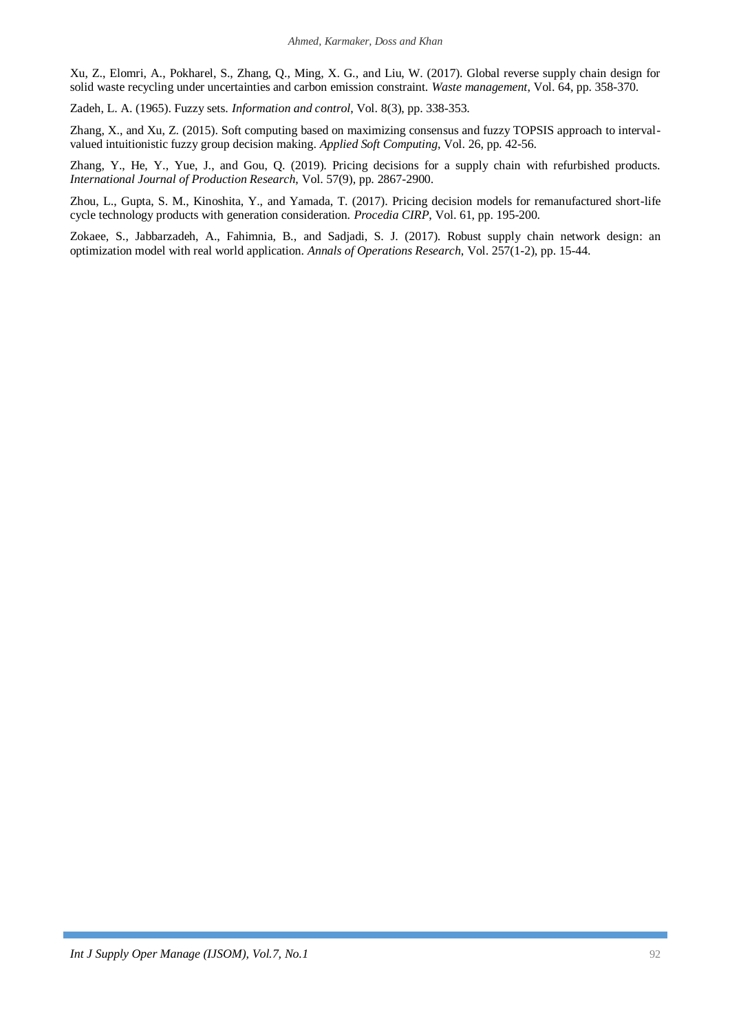Xu, Z., Elomri, A., Pokharel, S., Zhang, Q., Ming, X. G., and Liu, W. (2017). Global reverse supply chain design for solid waste recycling under uncertainties and carbon emission constraint. *Waste management*, Vol. 64, pp. 358-370.

Zadeh, L. A. (1965). Fuzzy sets. *Information and control*, Vol. 8(3), pp. 338-353.

Zhang, X., and Xu, Z. (2015). Soft computing based on maximizing consensus and fuzzy TOPSIS approach to interval-valued intuitionistic fuzzy group decision making. *Applied Soft Computing*, Vol. 26, pp. 42-56.

Zhang, Y., He, Y., Yue, J., and Gou, Q. (2019). Pricing decisions for a supply chain with refurbished products. *International Journal of Production Research*, Vol. 57(9), pp. 2867-2900.

Zhou, L., Gupta, S. M., Kinoshita, Y., and Yamada, T. (2017). Pricing decision models for remanufactured short-life cycle technology products with generation consideration. *Procedia CIRP*, Vol. 61, pp. 195-200.

Zokaee, S., Jabbarzadeh, A., Fahimnia, B., and Sadjadi, S. J. (2017). Robust supply chain network design: an optimization model with real world application. *Annals of Operations Research*, Vol. 257(1-2), pp. 15-44.